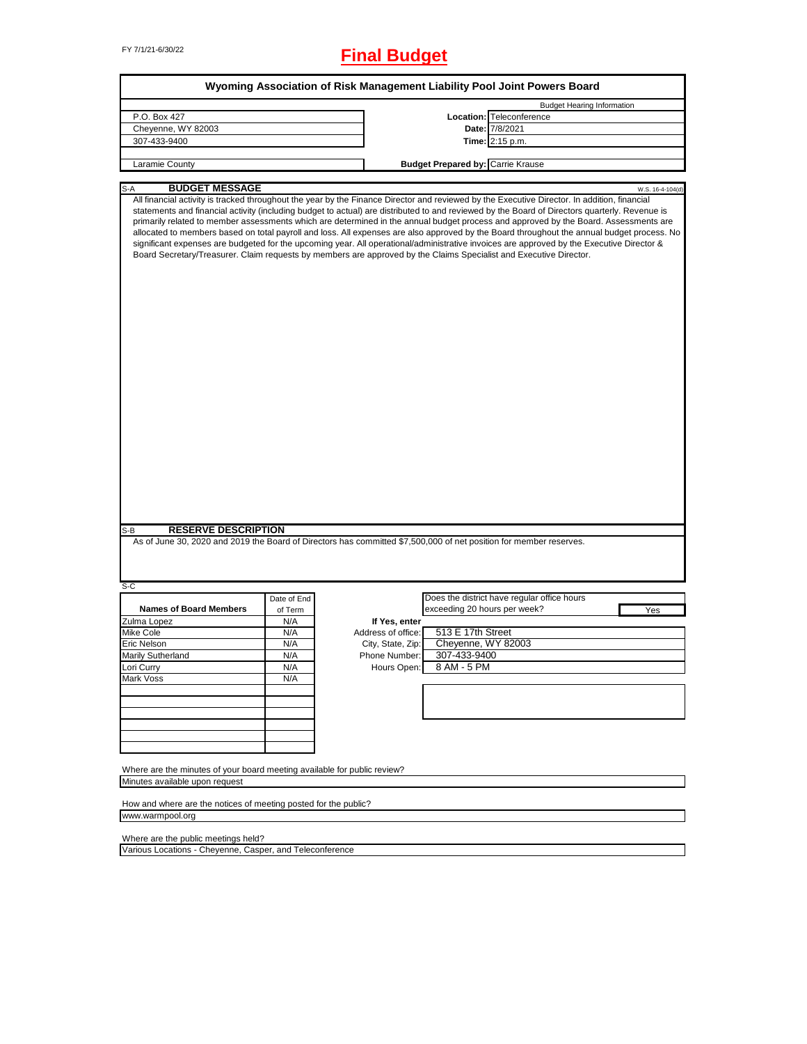FY 7/1/21-6/30/22

# Final Budget

## Wyoming Association of Risk Management Liability Pool Joint Powers Board

| | | |
|---|---|---|
| | | Budget Hearing Information |
| P.O. Box 427 | **Location:** | Teleconference |
| Cheyenne, WY 82003 | **Date:** | 7/8/2021 |
| 307-433-9400 | **Time:** | 2:15 p.m. |
| Laramie County | **Budget Prepared by:** | Carrie Krause |

### S-A BUDGET MESSAGE

W.S. 16-4-104(d)

All financial activity is tracked throughout the year by the Finance Director and reviewed by the Executive Director. In addition, financial statements and financial activity (including budget to actual) are distributed to and reviewed by the Board of Directors quarterly. Revenue is primarily related to member assessments which are determined in the annual budget process and approved by the Board. Assessments are allocated to members based on total payroll and loss. All expenses are also approved by the Board throughout the annual budget process. No significant expenses are budgeted for the upcoming year. All operational/administrative invoices are approved by the Executive Director & Board Secretary/Treasurer. Claim requests by members are approved by the Claims Specialist and Executive Director.

### S-B RESERVE DESCRIPTION

As of June 30, 2020 and 2019 the Board of Directors has committed $7,500,000 of net position for member reserves.

### S-C

| Names of Board Members | Date of End of Term |
|---|---|
| Zulma Lopez | N/A |
| Mike Cole | N/A |
| Eric Nelson | N/A |
| Marily Sutherland | N/A |
| Lori Curry | N/A |
| Mark Voss | N/A |

Does the district have regular office hours exceeding 20 hours per week? **Yes**

**If Yes, enter**

| | |
|---|---|
| Address of office: | 513 E 17th Street |
| City, State, Zip: | Cheyenne, WY 82003 |
| Phone Number: | 307-433-9400 |
| Hours Open: | 8 AM - 5 PM |

Where are the minutes of your board meeting available for public review?
Minutes available upon request

How and where are the notices of meeting posted for the public?
www.warmpool.org

Where are the public meetings held?
Various Locations - Cheyenne, Casper, and Teleconference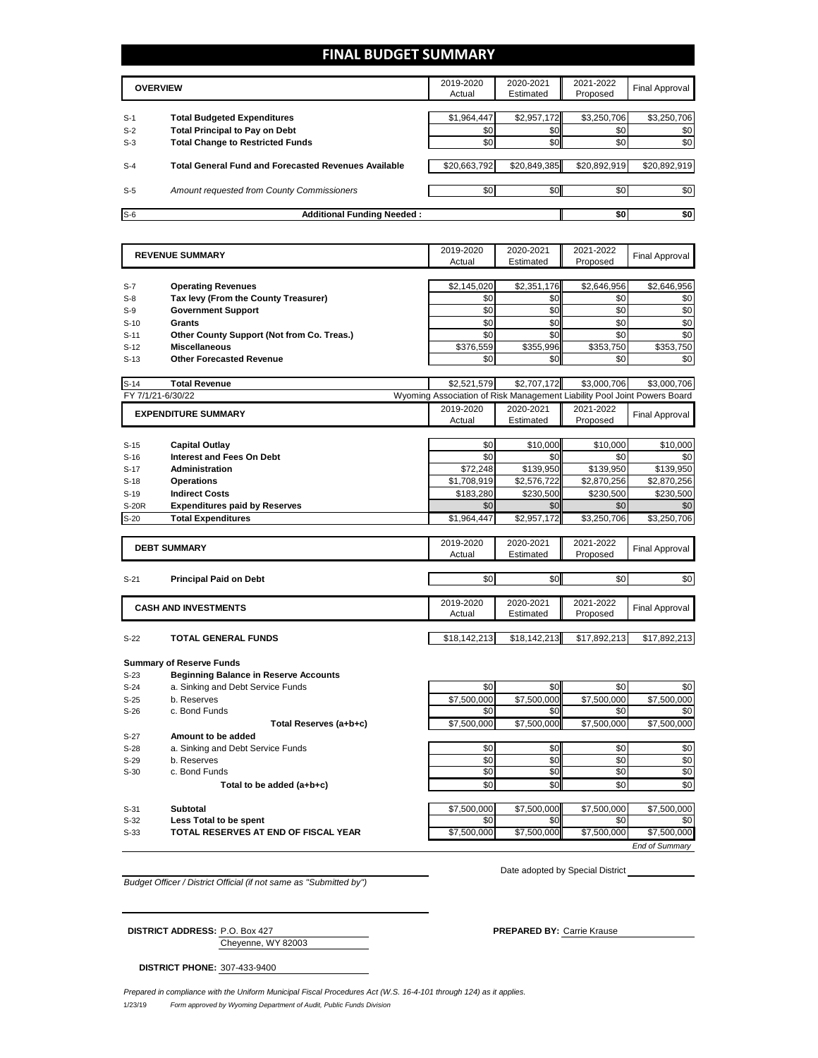# FINAL BUDGET SUMMARY

| | OVERVIEW | 2019-2020 Actual | 2020-2021 Estimated | 2021-2022 Proposed | Final Approval |
|---|---|---|---|---|---|
| S-1 | **Total Budgeted Expenditures** | $1,964,447 | $2,957,172 | $3,250,706 | $3,250,706 |
| S-2 | **Total Principal to Pay on Debt** | $0 | $0 | $0 | $0 |
| S-3 | **Total Change to Restricted Funds** | $0 | $0 | $0 | $0 |
| S-4 | **Total General Fund and Forecasted Revenues Available** | $20,663,792 | $20,849,385 | $20,892,919 | $20,892,919 |
| S-5 | *Amount requested from County Commissioners* | $0 | $0 | $0 | $0 |
| S-6 | **Additional Funding Needed :** | | | **$0** | **$0** |

| | REVENUE SUMMARY | 2019-2020 Actual | 2020-2021 Estimated | 2021-2022 Proposed | Final Approval |
|---|---|---|---|---|---|
| S-7 | **Operating Revenues** | $2,145,020 | $2,351,176 | $2,646,956 | $2,646,956 |
| S-8 | **Tax levy (From the County Treasurer)** | $0 | $0 | $0 | $0 |
| S-9 | **Government Support** | $0 | $0 | $0 | $0 |
| S-10 | **Grants** | $0 | $0 | $0 | $0 |
| S-11 | **Other County Support (Not from Co. Treas.)** | $0 | $0 | $0 | $0 |
| S-12 | **Miscellaneous** | $376,559 | $355,996 | $353,750 | $353,750 |
| S-13 | **Other Forecasted Revenue** | $0 | $0 | $0 | $0 |
| S-14 | **Total Revenue** | $2,521,579 | $2,707,172 | $3,000,706 | $3,000,706 |

FY 7/1/21-6/30/22 — Wyoming Association of Risk Management Liability Pool Joint Powers Board

| | EXPENDITURE SUMMARY | 2019-2020 Actual | 2020-2021 Estimated | 2021-2022 Proposed | Final Approval |
|---|---|---|---|---|---|
| S-15 | **Capital Outlay** | $0 | $10,000 | $10,000 | $10,000 |
| S-16 | **Interest and Fees On Debt** | $0 | $0 | $0 | $0 |
| S-17 | **Administration** | $72,248 | $139,950 | $139,950 | $139,950 |
| S-18 | **Operations** | $1,708,919 | $2,576,722 | $2,870,256 | $2,870,256 |
| S-19 | **Indirect Costs** | $183,280 | $230,500 | $230,500 | $230,500 |
| S-20R | **Expenditures paid by Reserves** | $0 | $0 | $0 | $0 |
| S-20 | **Total Expenditures** | $1,964,447 | $2,957,172 | $3,250,706 | $3,250,706 |

| | DEBT SUMMARY | 2019-2020 Actual | 2020-2021 Estimated | 2021-2022 Proposed | Final Approval |
|---|---|---|---|---|---|
| S-21 | **Principal Paid on Debt** | $0 | $0 | $0 | $0 |

| | CASH AND INVESTMENTS | 2019-2020 Actual | 2020-2021 Estimated | 2021-2022 Proposed | Final Approval |
|---|---|---|---|---|---|
| S-22 | **TOTAL GENERAL FUNDS** | $18,142,213 | $18,142,213 | $17,892,213 | $17,892,213 |

**Summary of Reserve Funds**

| | | 2019-2020 Actual | 2020-2021 Estimated | 2021-2022 Proposed | Final Approval |
|---|---|---|---|---|---|
| S-23 | **Beginning Balance in Reserve Accounts** | | | | |
| S-24 | a. Sinking and Debt Service Funds | $0 | $0 | $0 | $0 |
| S-25 | b. Reserves | $7,500,000 | $7,500,000 | $7,500,000 | $7,500,000 |
| S-26 | c. Bond Funds | $0 | $0 | $0 | $0 |
| | **Total Reserves (a+b+c)** | $7,500,000 | $7,500,000 | $7,500,000 | $7,500,000 |
| S-27 | **Amount to be added** | | | | |
| S-28 | a. Sinking and Debt Service Funds | $0 | $0 | $0 | $0 |
| S-29 | b. Reserves | $0 | $0 | $0 | $0 |
| S-30 | c. Bond Funds | $0 | $0 | $0 | $0 |
| | **Total to be added (a+b+c)** | $0 | $0 | $0 | $0 |
| S-31 | **Subtotal** | $7,500,000 | $7,500,000 | $7,500,000 | $7,500,000 |
| S-32 | **Less Total to be spent** | $0 | $0 | $0 | $0 |
| S-33 | **TOTAL RESERVES AT END OF FISCAL YEAR** | $7,500,000 | $7,500,000 | $7,500,000 | $7,500,000 |

*End of Summary*

*Budget Officer / District Official (if not same as "Submitted by")*

Date adopted by Special District

**DISTRICT ADDRESS:** P.O. Box 427
Cheyenne, WY 82003

**PREPARED BY:** Carrie Krause

**DISTRICT PHONE:** 307-433-9400

*Prepared in compliance with the Uniform Municipal Fiscal Procedures Act (W.S. 16-4-101 through 124) as it applies.*

1/23/19 *Form approved by Wyoming Department of Audit, Public Funds Division*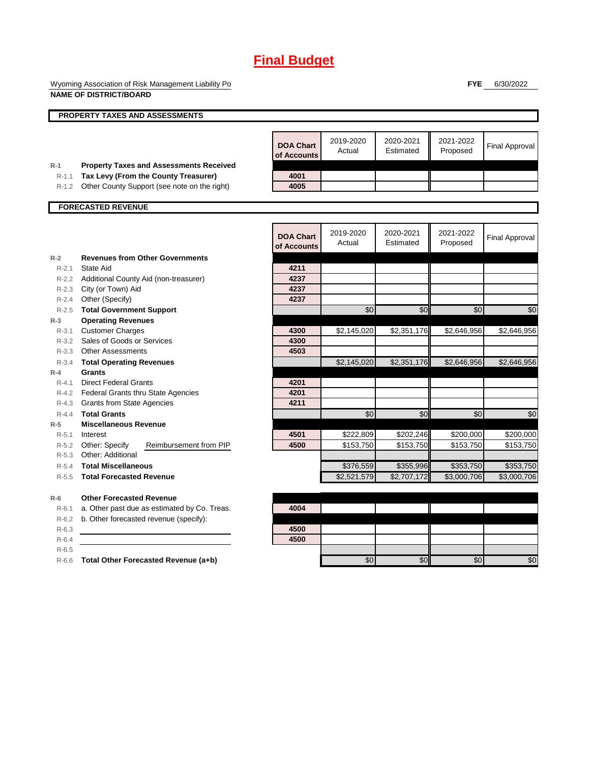# Final Budget

Wyoming Association of Risk Management Liability Po
**NAME OF DISTRICT/BOARD**

**FYE** 6/30/2022

## PROPERTY TAXES AND ASSESSMENTS

| | | DOA Chart of Accounts | 2019-2020 Actual | 2020-2021 Estimated | 2021-2022 Proposed | Final Approval |
|---|---|---|---|---|---|---|
| R-1 | **Property Taxes and Assessments Received** | | | | | |
| R-1.1 | **Tax Levy (From the County Treasurer)** | 4001 | | | | |
| R-1.2 | Other County Support (see note on the right) | 4005 | | | | |

## FORECASTED REVENUE

| | | DOA Chart of Accounts | 2019-2020 Actual | 2020-2021 Estimated | 2021-2022 Proposed | Final Approval |
|---|---|---|---|---|---|---|
| R-2 | **Revenues from Other Governments** | | | | | |
| R-2.1 | State Aid | 4211 | | | | |
| R-2.2 | Additional County Aid (non-treasurer) | 4237 | | | | |
| R-2.3 | City (or Town) Aid | 4237 | | | | |
| R-2.4 | Other (Specify) | 4237 | | | | |
| R-2.5 | **Total Government Support** | | $0 | $0 | $0 | $0 |
| R-3 | **Operating Revenues** | | | | | |
| R-3.1 | Customer Charges | 4300 | $2,145,020 | $2,351,176 | $2,646,956 | $2,646,956 |
| R-3.2 | Sales of Goods or Services | 4300 | | | | |
| R-3.3 | Other Assessments | 4503 | | | | |
| R-3.4 | **Total Operating Revenues** | | $2,145,020 | $2,351,176 | $2,646,956 | $2,646,956 |
| R-4 | **Grants** | | | | | |
| R-4.1 | Direct Federal Grants | 4201 | | | | |
| R-4.2 | Federal Grants thru State Agencies | 4201 | | | | |
| R-4.3 | Grants from State Agencies | 4211 | | | | |
| R-4.4 | **Total Grants** | | $0 | $0 | $0 | $0 |
| R-5 | **Miscellaneous Revenue** | | | | | |
| R-5.1 | Interest | 4501 | $222,809 | $202,246 | $200,000 | $200,000 |
| R-5.2 | Other: Specify Reimbursement from PIP | 4500 | $153,750 | $153,750 | $153,750 | $153,750 |
| R-5.3 | Other: Additional | | | | | |
| R-5.4 | **Total Miscellaneous** | | $376,559 | $355,996 | $353,750 | $353,750 |
| R-5.5 | **Total Forecasted Revenue** | | $2,521,579 | $2,707,172 | $3,000,706 | $3,000,706 |
| R-6 | **Other Forecasted Revenue** | | | | | |
| R-6.1 | a. Other past due as estimated by Co. Treas. | 4004 | | | | |
| R-6.2 | b. Other forecasted revenue (specify): | | | | | |
| R-6.3 | | 4500 | | | | |
| R-6.4 | | 4500 | | | | |
| R-6.5 | | | | | | |
| R-6.6 | **Total Other Forecasted Revenue (a+b)** | | $0 | $0 | $0 | $0 |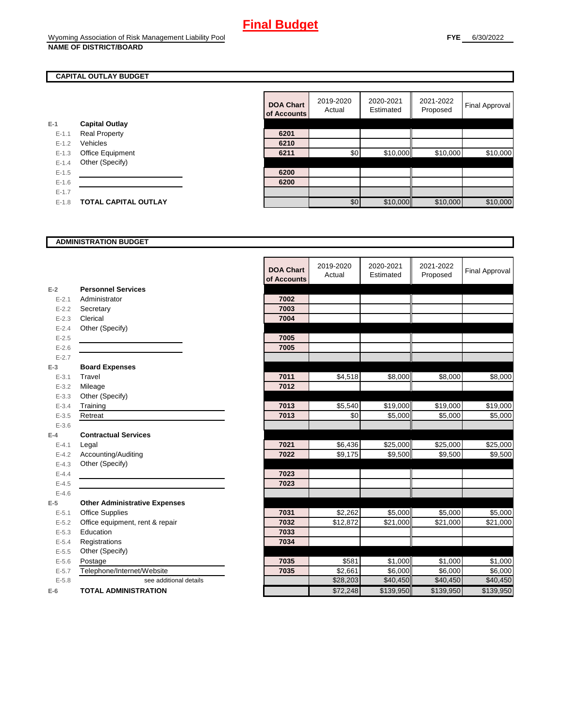# Final Budget

Wyoming Association of Risk Management Liability Pool
**NAME OF DISTRICT/BOARD**

**FYE** 6/30/2022

## CAPITAL OUTLAY BUDGET

| | | DOA Chart of Accounts | 2019-2020 Actual | 2020-2021 Estimated | 2021-2022 Proposed | Final Approval |
|---|---|---|---|---|---|---|
| E-1 | **Capital Outlay** | | | | | |
| E-1.1 | Real Property | 6201 | | | | |
| E-1.2 | Vehicles | 6210 | | | | |
| E-1.3 | Office Equipment | 6211 | $0 | $10,000 | $10,000 | $10,000 |
| E-1.4 | Other (Specify) | | | | | |
| E-1.5 | | 6200 | | | | |
| E-1.6 | | 6200 | | | | |
| E-1.7 | | | | | | |
| E-1.8 | **TOTAL CAPITAL OUTLAY** | | $0 | $10,000 | $10,000 | $10,000 |

## ADMINISTRATION BUDGET

| | | DOA Chart of Accounts | 2019-2020 Actual | 2020-2021 Estimated | 2021-2022 Proposed | Final Approval |
|---|---|---|---|---|---|---|
| E-2 | **Personnel Services** | | | | | |
| E-2.1 | Administrator | 7002 | | | | |
| E-2.2 | Secretary | 7003 | | | | |
| E-2.3 | Clerical | 7004 | | | | |
| E-2.4 | Other (Specify) | | | | | |
| E-2.5 | | 7005 | | | | |
| E-2.6 | | 7005 | | | | |
| E-2.7 | | | | | | |
| E-3 | **Board Expenses** | | | | | |
| E-3.1 | Travel | 7011 | $4,518 | $8,000 | $8,000 | $8,000 |
| E-3.2 | Mileage | 7012 | | | | |
| E-3.3 | Other (Specify) | | | | | |
| E-3.4 | Training | 7013 | $5,540 | $19,000 | $19,000 | $19,000 |
| E-3.5 | Retreat | 7013 | $0 | $5,000 | $5,000 | $5,000 |
| E-3.6 | | | | | | |
| E-4 | **Contractual Services** | | | | | |
| E-4.1 | Legal | 7021 | $6,436 | $25,000 | $25,000 | $25,000 |
| E-4.2 | Accounting/Auditing | 7022 | $9,175 | $9,500 | $9,500 | $9,500 |
| E-4.3 | Other (Specify) | | | | | |
| E-4.4 | | 7023 | | | | |
| E-4.5 | | 7023 | | | | |
| E-4.6 | | | | | | |
| E-5 | **Other Administrative Expenses** | | | | | |
| E-5.1 | Office Supplies | 7031 | $2,262 | $5,000 | $5,000 | $5,000 |
| E-5.2 | Office equipment, rent & repair | 7032 | $12,872 | $21,000 | $21,000 | $21,000 |
| E-5.3 | Education | 7033 | | | | |
| E-5.4 | Registrations | 7034 | | | | |
| E-5.5 | Other (Specify) | | | | | |
| E-5.6 | Postage | 7035 | $581 | $1,000 | $1,000 | $1,000 |
| E-5.7 | Telephone/Internet/Website | 7035 | $2,661 | $6,000 | $6,000 | $6,000 |
| E-5.8 | see additional details | | $28,203 | $40,450 | $40,450 | $40,450 |
| E-6 | **TOTAL ADMINISTRATION** | | $72,248 | $139,950 | $139,950 | $139,950 |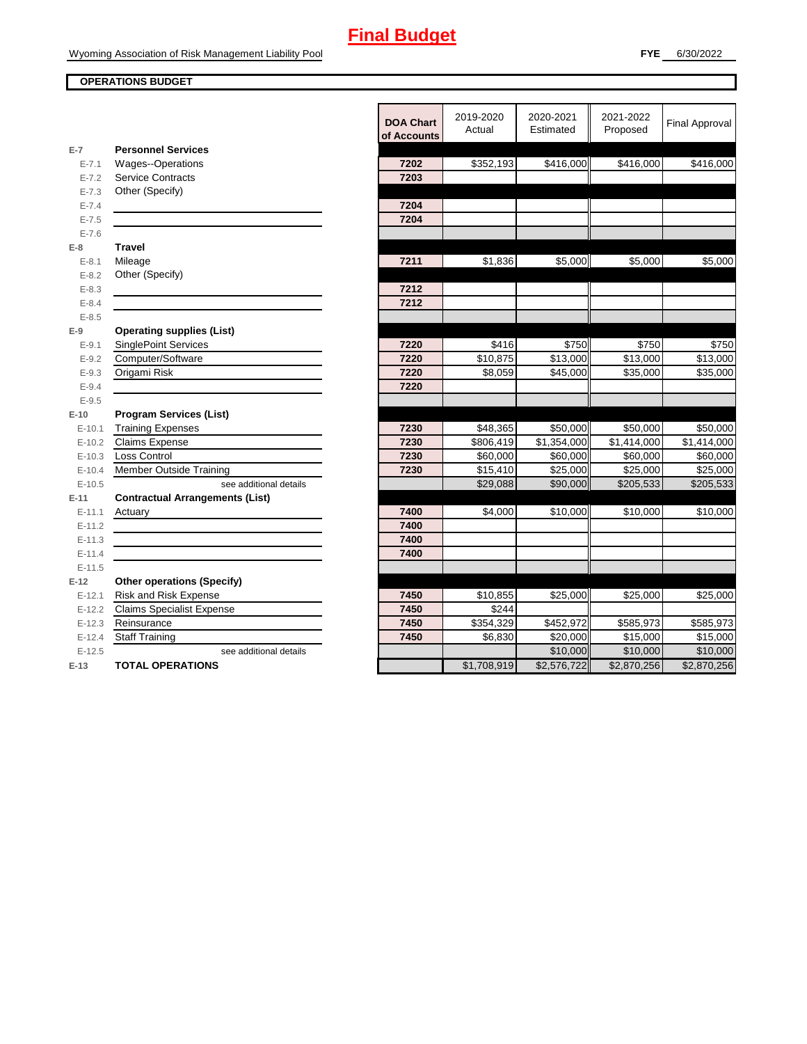# Final Budget

Wyoming Association of Risk Management Liability Pool

**FYE** 6/30/2022

**OPERATIONS BUDGET**

| | | DOA Chart of Accounts | 2019-2020 Actual | 2020-2021 Estimated | 2021-2022 Proposed | Final Approval |
|---|---|---|---|---|---|---|
| E-7 | **Personnel Services** | | | | | |
| E-7.1 | Wages--Operations | 7202 | $352,193 | $416,000 | $416,000 | $416,000 |
| E-7.2 | Service Contracts | 7203 | | | | |
| E-7.3 | Other (Specify) | | | | | |
| E-7.4 | | 7204 | | | | |
| E-7.5 | | 7204 | | | | |
| E-7.6 | | | | | | |
| E-8 | **Travel** | | | | | |
| E-8.1 | Mileage | 7211 | $1,836 | $5,000 | $5,000 | $5,000 |
| E-8.2 | Other (Specify) | | | | | |
| E-8.3 | | 7212 | | | | |
| E-8.4 | | 7212 | | | | |
| E-8.5 | | | | | | |
| E-9 | **Operating supplies (List)** | | | | | |
| E-9.1 | SinglePoint Services | 7220 | $416 | $750 | $750 | $750 |
| E-9.2 | Computer/Software | 7220 | $10,875 | $13,000 | $13,000 | $13,000 |
| E-9.3 | Origami Risk | 7220 | $8,059 | $45,000 | $35,000 | $35,000 |
| E-9.4 | | 7220 | | | | |
| E-9.5 | | | | | | |
| E-10 | **Program Services (List)** | | | | | |
| E-10.1 | Training Expenses | 7230 | $48,365 | $50,000 | $50,000 | $50,000 |
| E-10.2 | Claims Expense | 7230 | $806,419 | $1,354,000 | $1,414,000 | $1,414,000 |
| E-10.3 | Loss Control | 7230 | $60,000 | $60,000 | $60,000 | $60,000 |
| E-10.4 | Member Outside Training | 7230 | $15,410 | $25,000 | $25,000 | $25,000 |
| E-10.5 | see additional details | | $29,088 | $90,000 | $205,533 | $205,533 |
| E-11 | **Contractual Arrangements (List)** | | | | | |
| E-11.1 | Actuary | 7400 | $4,000 | $10,000 | $10,000 | $10,000 |
| E-11.2 | | 7400 | | | | |
| E-11.3 | | 7400 | | | | |
| E-11.4 | | 7400 | | | | |
| E-11.5 | | | | | | |
| E-12 | **Other operations (Specify)** | | | | | |
| E-12.1 | Risk and Risk Expense | 7450 | $10,855 | $25,000 | $25,000 | $25,000 |
| E-12.2 | Claims Specialist Expense | 7450 | $244 | | | |
| E-12.3 | Reinsurance | 7450 | $354,329 | $452,972 | $585,973 | $585,973 |
| E-12.4 | Staff Training | 7450 | $6,830 | $20,000 | $15,000 | $15,000 |
| E-12.5 | see additional details | | | $10,000 | $10,000 | $10,000 |
| E-13 | **TOTAL OPERATIONS** | | $1,708,919 | $2,576,722 | $2,870,256 | $2,870,256 |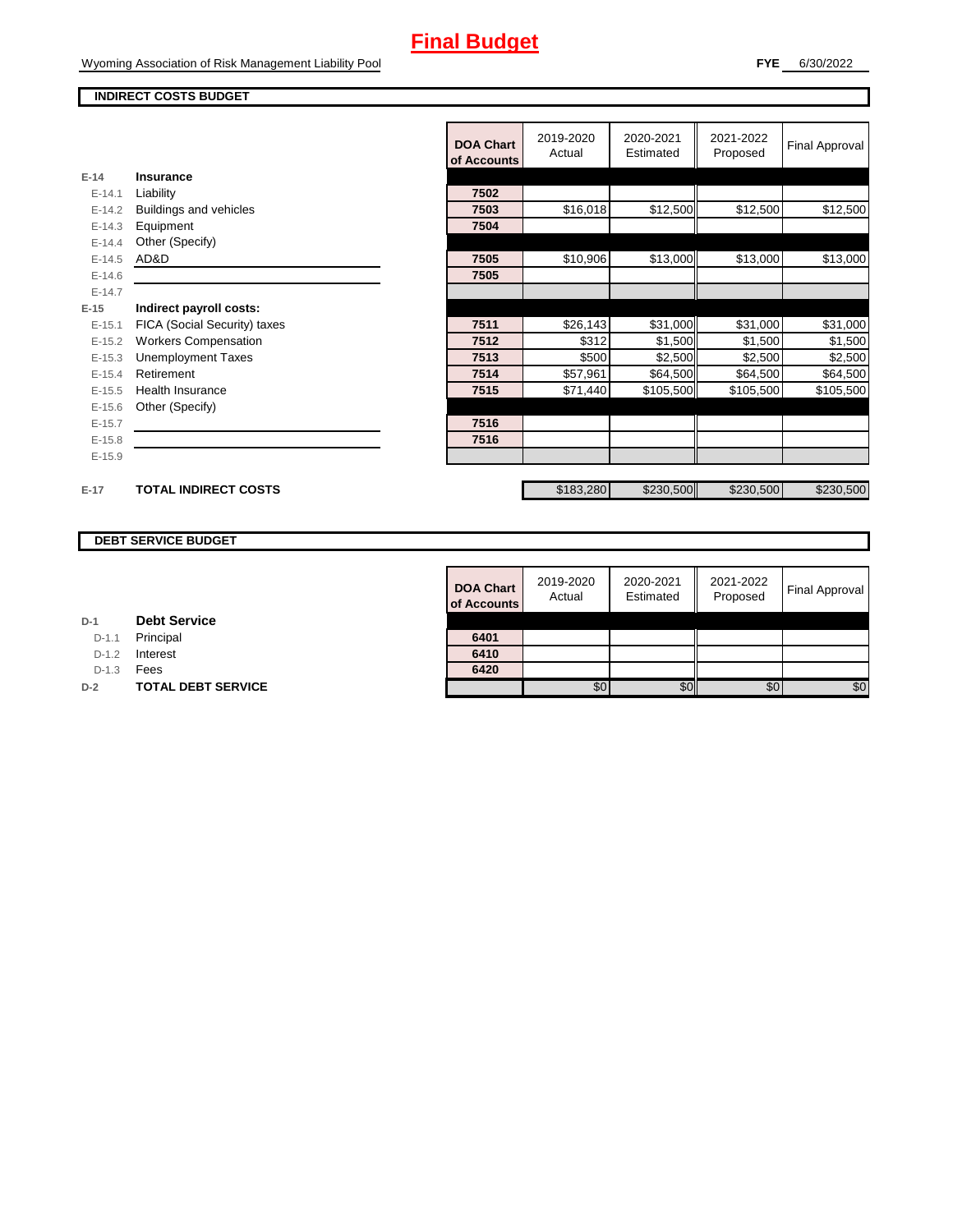# Final Budget

Wyoming Association of Risk Management Liability Pool

**FYE** 6/30/2022

**INDIRECT COSTS BUDGET**

| | | DOA Chart of Accounts | 2019-2020 Actual | 2020-2021 Estimated | 2021-2022 Proposed | Final Approval |
|---|---|---|---|---|---|---|
| **E-14** | **Insurance** | | | | | |
| E-14.1 | Liability | 7502 | | | | |
| E-14.2 | Buildings and vehicles | 7503 | $16,018 | $12,500 | $12,500 | $12,500 |
| E-14.3 | Equipment | 7504 | | | | |
| E-14.4 | Other (Specify) | | | | | |
| E-14.5 | AD&D | 7505 | $10,906 | $13,000 | $13,000 | $13,000 |
| E-14.6 | | 7505 | | | | |
| E-14.7 | | | | | | |
| **E-15** | **Indirect payroll costs:** | | | | | |
| E-15.1 | FICA (Social Security) taxes | 7511 | $26,143 | $31,000 | $31,000 | $31,000 |
| E-15.2 | Workers Compensation | 7512 | $312 | $1,500 | $1,500 | $1,500 |
| E-15.3 | Unemployment Taxes | 7513 | $500 | $2,500 | $2,500 | $2,500 |
| E-15.4 | Retirement | 7514 | $57,961 | $64,500 | $64,500 | $64,500 |
| E-15.5 | Health Insurance | 7515 | $71,440 | $105,500 | $105,500 | $105,500 |
| E-15.6 | Other (Specify) | | | | | |
| E-15.7 | | 7516 | | | | |
| E-15.8 | | 7516 | | | | |
| E-15.9 | | | | | | |
| **E-17** | **TOTAL INDIRECT COSTS** | | $183,280 | $230,500 | $230,500 | $230,500 |

**DEBT SERVICE BUDGET**

| | | DOA Chart of Accounts | 2019-2020 Actual | 2020-2021 Estimated | 2021-2022 Proposed | Final Approval |
|---|---|---|---|---|---|---|
| **D-1** | **Debt Service** | | | | | |
| D-1.1 | Principal | 6401 | | | | |
| D-1.2 | Interest | 6410 | | | | |
| D-1.3 | Fees | 6420 | | | | |
| **D-2** | **TOTAL DEBT SERVICE** | | $0 | $0 | $0 | $0 |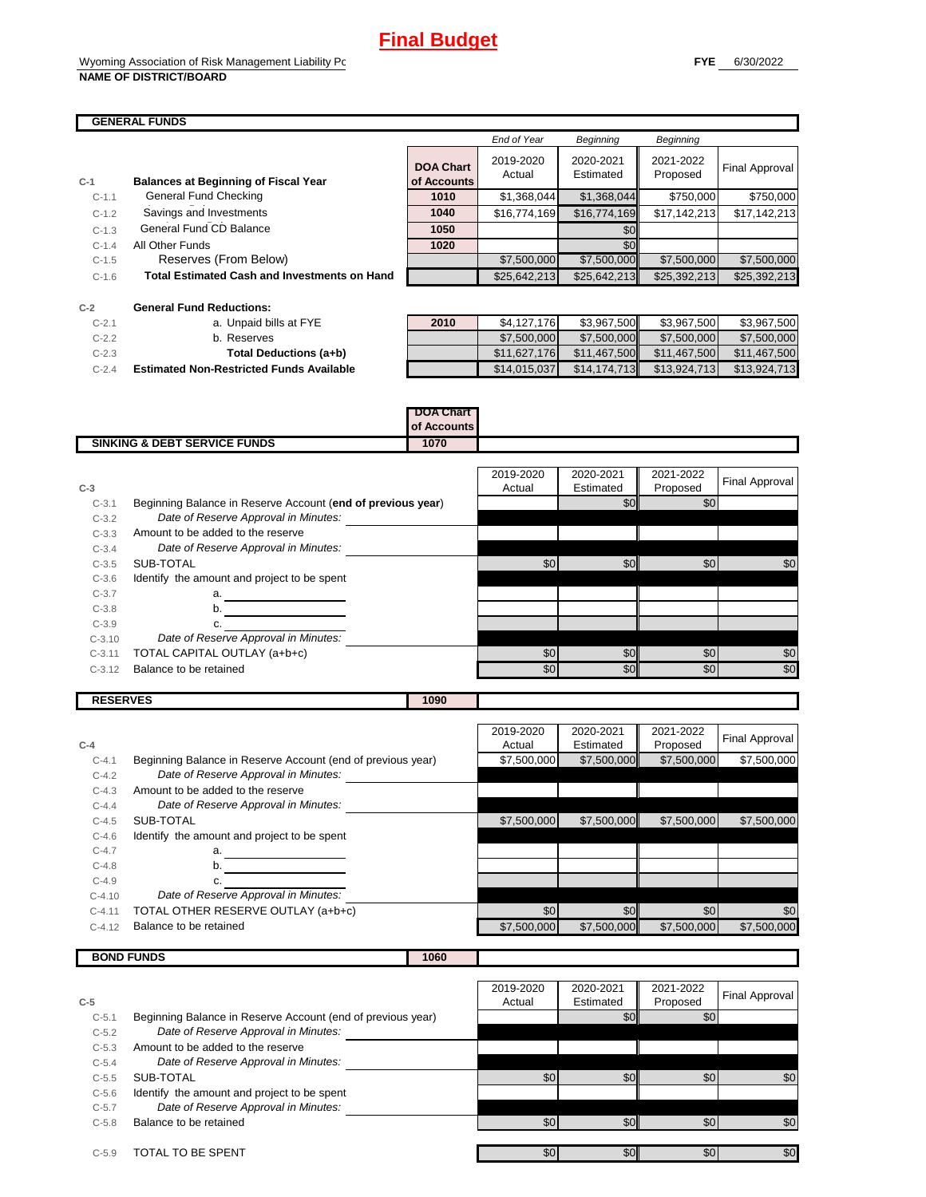# Final Budget

Wyoming Association of Risk Management Liability Pc

**NAME OF DISTRICT/BOARD**

**FYE** 6/30/2022

**GENERAL FUNDS**

| | | DOA Chart of Accounts | End of Year 2019-2020 Actual | Beginning 2020-2021 Estimated | Beginning 2021-2022 Proposed | Final Approval |
|---|---|---|---|---|---|---|
| C-1 | **Balances at Beginning of Fiscal Year** | | | | | |
| C-1.1 | General Fund Checking | 1010 | $1,368,044 | $1,368,044 | $750,000 | $750,000 |
| C-1.2 | Savings and Investments | 1040 | $16,774,169 | $16,774,169 | $17,142,213 | $17,142,213 |
| C-1.3 | General Fund CD Balance | 1050 | | $0 | | |
| C-1.4 | All Other Funds | 1020 | | $0 | | |
| C-1.5 | Reserves (From Below) | | $7,500,000 | $7,500,000 | $7,500,000 | $7,500,000 |
| C-1.6 | **Total Estimated Cash and Investments on Hand** | | $25,642,213 | $25,642,213 | $25,392,213 | $25,392,213 |
| C-2 | **General Fund Reductions:** | | | | | |
| C-2.1 | a. Unpaid bills at FYE | 2010 | $4,127,176 | $3,967,500 | $3,967,500 | $3,967,500 |
| C-2.2 | b. Reserves | | $7,500,000 | $7,500,000 | $7,500,000 | $7,500,000 |
| C-2.3 | **Total Deductions (a+b)** | | $11,627,176 | $11,467,500 | $11,467,500 | $11,467,500 |
| C-2.4 | **Estimated Non-Restricted Funds Available** | | $14,015,037 | $14,174,713 | $13,924,713 | $13,924,713 |

**SINKING & DEBT SERVICE FUNDS** — DOA Chart of Accounts 1070

| C-3 | | 2019-2020 Actual | 2020-2021 Estimated | 2021-2022 Proposed | Final Approval |
|---|---|---|---|---|---|
| C-3.1 | Beginning Balance in Reserve Account (**end of previous year**) | | $0 | $0 | |
| C-3.2 | *Date of Reserve Approval in Minutes:* | | | | |
| C-3.3 | Amount to be added to the reserve | | | | |
| C-3.4 | *Date of Reserve Approval in Minutes:* | | | | |
| C-3.5 | SUB-TOTAL | $0 | $0 | $0 | $0 |
| C-3.6 | Identify the amount and project to be spent | | | | |
| C-3.7 | a. | | | | |
| C-3.8 | b. | | | | |
| C-3.9 | c. | | | | |
| C-3.10 | *Date of Reserve Approval in Minutes:* | | | | |
| C-3.11 | TOTAL CAPITAL OUTLAY (a+b+c) | $0 | $0 | $0 | $0 |
| C-3.12 | Balance to be retained | $0 | $0 | $0 | $0 |

**RESERVES** — 1090

| C-4 | | 2019-2020 Actual | 2020-2021 Estimated | 2021-2022 Proposed | Final Approval |
|---|---|---|---|---|---|
| C-4.1 | Beginning Balance in Reserve Account (end of previous year) | $7,500,000 | $7,500,000 | $7,500,000 | $7,500,000 |
| C-4.2 | *Date of Reserve Approval in Minutes:* | | | | |
| C-4.3 | Amount to be added to the reserve | | | | |
| C-4.4 | *Date of Reserve Approval in Minutes:* | | | | |
| C-4.5 | SUB-TOTAL | $7,500,000 | $7,500,000 | $7,500,000 | $7,500,000 |
| C-4.6 | Identify the amount and project to be spent | | | | |
| C-4.7 | a. | | | | |
| C-4.8 | b. | | | | |
| C-4.9 | c. | | | | |
| C-4.10 | *Date of Reserve Approval in Minutes:* | | | | |
| C-4.11 | TOTAL OTHER RESERVE OUTLAY (a+b+c) | $0 | $0 | $0 | $0 |
| C-4.12 | Balance to be retained | $7,500,000 | $7,500,000 | $7,500,000 | $7,500,000 |

**BOND FUNDS** — 1060

| C-5 | | 2019-2020 Actual | 2020-2021 Estimated | 2021-2022 Proposed | Final Approval |
|---|---|---|---|---|---|
| C-5.1 | Beginning Balance in Reserve Account (end of previous year) | | $0 | $0 | |
| C-5.2 | *Date of Reserve Approval in Minutes:* | | | | |
| C-5.3 | Amount to be added to the reserve | | | | |
| C-5.4 | *Date of Reserve Approval in Minutes:* | | | | |
| C-5.5 | SUB-TOTAL | $0 | $0 | $0 | $0 |
| C-5.6 | Identify the amount and project to be spent | | | | |
| C-5.7 | *Date of Reserve Approval in Minutes:* | | | | |
| C-5.8 | Balance to be retained | $0 | $0 | $0 | $0 |
| C-5.9 | TOTAL TO BE SPENT | $0 | $0 | $0 | $0 |